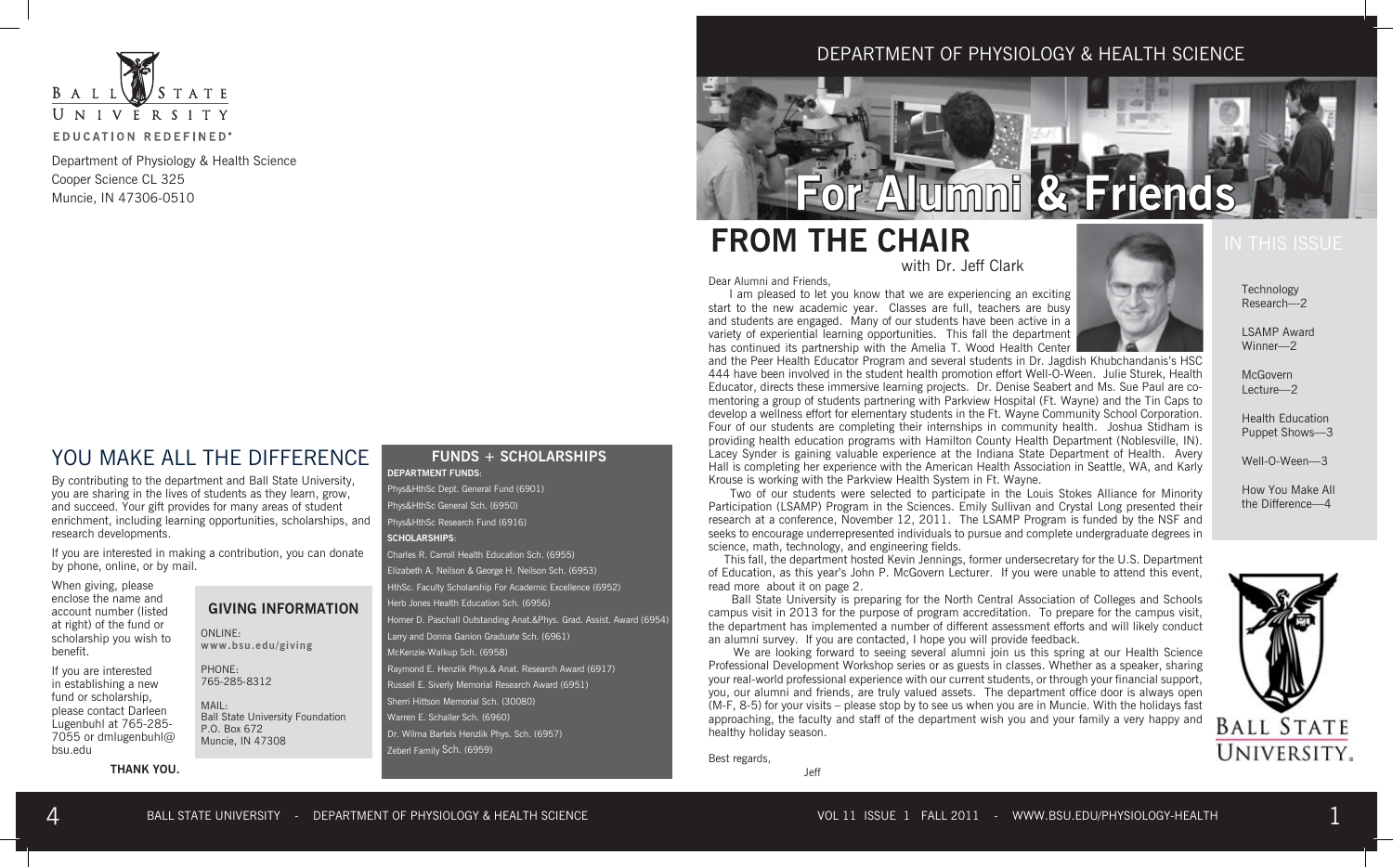Department of Physiology & Health Science
Cooper Science CL 325
Muncie, IN 47306-0510

## YOU MAKE ALL THE DIFFERENCE

By contributing to the department and Ball State University, you are sharing in the lives of students as they learn, grow, and succeed. Your gift provides for many areas of student enrichment, including learning opportunities, scholarships, and research developments.

If you are interested in making a contribution, you can donate by phone, online, or by mail.

When giving, please enclose the name and account number (listed at right) of the fund or scholarship you wish to benefit.

If you are interested in establishing a new fund or scholarship, please contact Darleen Lugenbuhl at 765-285-7055 or dmlugenbuhl@bsu.edu

**THANK YOU.**

### GIVING INFORMATION

ONLINE:
www.bsu.edu/giving

PHONE:
765-285-8312

MAIL:
Ball State University Foundation
P.O. Box 672
Muncie, IN 47308

### FUNDS + SCHOLARSHIPS

**DEPARTMENT FUNDS:**

Phys&HthSc Dept. General Fund (6901)
Phys&HthSc General Sch. (6950)
Phys&HthSc Research Fund (6916)

**SCHOLARSHIPS:**

Charles R. Carroll Health Education Sch. (6955)
Elizabeth A. Neilson & George H. Neilson Sch. (6953)
HthSc. Faculty Scholarship For Academic Excellence (6952)
Herb Jones Health Education Sch. (6956)
Homer D. Paschall Outstanding Anat.&Phys. Grad. Assist. Award (6954)
Larry and Donna Ganion Graduate Sch. (6961)
McKenzie-Walkup Sch. (6958)
Raymond E. Henzlik Phys.& Anat. Research Award (6917)
Russell E. Siverly Memorial Research Award (6951)
Sherri Hittson Memorial Sch. (30080)
Warren E. Schaller Sch. (6960)
Dr. Wilma Bartels Henzlik Phys. Sch. (6957)
Zeberl Family Sch. (6959)

# DEPARTMENT OF PHYSIOLOGY & HEALTH SCIENCE

# For Alumni & Friends

## FROM THE CHAIR

with Dr. Jeff Clark

Dear Alumni and Friends,

I am pleased to let you know that we are experiencing an exciting start to the new academic year. Classes are full, teachers are busy and students are engaged. Many of our students have been active in a variety of experiential learning opportunities. This fall the department has continued its partnership with the Amelia T. Wood Health Center and the Peer Health Educator Program and several students in Dr. Jagdish Khubchandani's HSC 444 have been involved in the student health promotion effort Well-O-Ween. Julie Sturek, Health Educator, directs these immersive learning projects. Dr. Denise Seabert and Ms. Sue Paul are co-mentoring a group of students partnering with Parkview Hospital (Ft. Wayne) and the Tin Caps to develop a wellness effort for elementary students in the Ft. Wayne Community School Corporation. Four of our students are completing their internships in community health. Joshua Stidham is providing health education programs with Hamilton County Health Department (Noblesville, IN). Lacey Synder is gaining valuable experience at the Indiana State Department of Health. Avery Hall is completing her experience with the American Health Association in Seattle, WA, and Karly Krouse is working with the Parkview Health System in Ft. Wayne.

Two of our students were selected to participate in the Louis Stokes Alliance for Minority Participation (LSAMP) Program in the Sciences. Emily Sullivan and Crystal Long presented their research at a conference, November 12, 2011. The LSAMP Program is funded by the NSF and seeks to encourage underrepresented individuals to pursue and complete undergraduate degrees in science, math, technology, and engineering fields.

This fall, the department hosted Kevin Jennings, former undersecretary for the U.S. Department of Education, as this year's John P. McGovern Lecturer. If you were unable to attend this event, read more about it on page 2.

Ball State University is preparing for the North Central Association of Colleges and Schools campus visit in 2013 for the purpose of program accreditation. To prepare for the campus visit, the department has implemented a number of different assessment efforts and will likely conduct an alumni survey. If you are contacted, I hope you will provide feedback.

We are looking forward to seeing several alumni join us this spring at our Health Science Professional Development Workshop series or as guests in classes. Whether as a speaker, sharing your real-world professional experience with our current students, or through your financial support, you, our alumni and friends, are truly valued assets. The department office door is always open (M-F, 8-5) for your visits – please stop by to see us when you are in Muncie. With the holidays fast approaching, the faculty and staff of the department wish you and your family a very happy and healthy holiday season.

Best regards,

Jeff

### IN THIS ISSUE

- Technology Research—2
- LSAMP Award Winner—2
- McGovern Lecture—2
- Health Education Puppet Shows—3
- Well-O-Ween—3
- How You Make All the Difference—4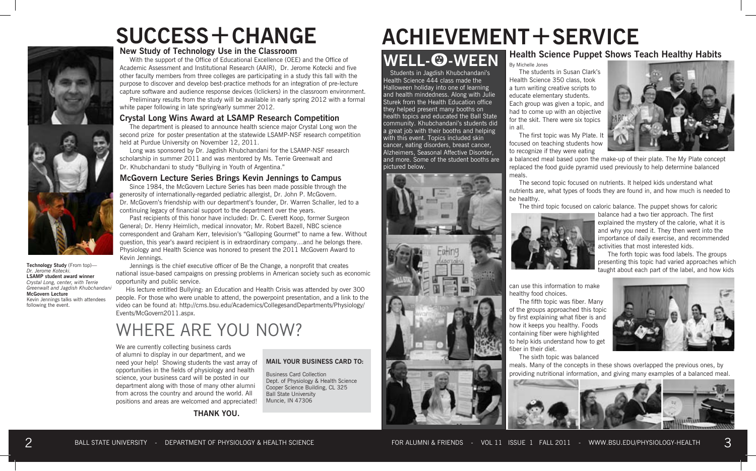# SUCCESS + CHANGE

## New Study of Technology Use in the Classroom

With the support of the Office of Educational Excellence (OEE) and the Office of Academic Assessment and Institutional Research (AAIR), Dr. Jerome Kotecki and five other faculty members from three colleges are participating in a study this fall with the purpose to discover and develop best-practice methods for an integration of pre-lecture capture software and audience response devices (Iclickers) in the classroom environment.

Preliminary results from the study will be available in early spring 2012 with a formal white paper following in late spring/early summer 2012.

## Crystal Long Wins Award at LSAMP Research Competition

The department is pleased to announce health science major Crystal Long won the second prize for poster presentation at the statewide LSAMP-NSF research competition held at Purdue University on November 12, 2011.

Long was sponsored by Dr. Jagdish Khubchandani for the LSAMP-NSF research scholarship in summer 2011 and was mentored by Ms. Terrie Greenwalt and Dr. Khubchandani to study "Bullying in Youth of Argentina."

## McGovern Lecture Series Brings Kevin Jennings to Campus

Since 1984, the McGovern Lecture Series has been made possible through the generosity of internationally-regarded pediatric allergist, Dr. John P. McGovern. Dr. McGovern's friendship with our department's founder, Dr. Warren Schaller, led to a continuing legacy of financial support to the department over the years.

Past recipients of this honor have included: Dr. C. Everett Koop, former Surgeon General; Dr. Henry Heimlich, medical innovator; Mr. Robert Bazell, NBC science correspondent and Graham Kerr, television's "Galloping Gourmet" to name a few. Without question, this year's award recipient is in extraordinary company…and he belongs there. Physiology and Health Science was honored to present the 2011 McGovern Award to Kevin Jennings.

Jennings is the chief executive officer of Be the Change, a nonprofit that creates national issue-based campaigns on pressing problems in American society such as economic opportunity and public service.

His lecture entitled Bullying: an Education and Health Crisis was attended by over 300 people. For those who were unable to attend, the powerpoint presentation, and a link to the video can be found at: http://cms.bsu.edu/Academics/CollegesandDepartments/Physiology/Events/McGovern2011.aspx.

**Technology Study** (From top)—
*Dr. Jerome Kotecki.*
**LSAMP student award winner**
*Crystal Long, center, with Terrie Greenwalt and Jagdish Khubchandani*
**McGovern Lecture**
Kevin Jennings talks with attendees following the event.

# WHERE ARE YOU NOW?

We are currently collecting business cards of alumni to display in our department, and we need your help! Showing students the vast array of opportunities in the fields of physiology and health science, your business card will be posted in our department along with those of many other alumni from across the country and around the world. All positions and areas are welcomed and appreciated!

**THANK YOU.**

**MAIL YOUR BUSINESS CARD TO:**

Business Card Collection
Dept. of Physiology & Health Science
Cooper Science Building, CL 325
Ball State University
Muncie, IN 47306

# ACHIEVEMENT + SERVICE

## WELL-O-WEEN

Students in Jagdish Khubchandani's Health Science 444 class made the Halloween holiday into one of learning and health mindedness. Along with Julie Sturek from the Health Education office they helped present many booths on health topics and educated the Ball State community. Khubchandani's students did a great job with their booths and helping with this event. Topics included skin cancer, eating disorders, breast cancer, Alzheimers, Seasonal Affective Disorder, and more. Some of the student booths are pictured below.

## Health Science Puppet Shows Teach Healthy Habits

By Michelle Jones

The students in Susan Clark's Health Science 350 class, took a turn writing creative scripts to educate elementary students. Each group was given a topic, and had to come up with an objective for the skit. There were six topics in all.

The first topic was My Plate. It focused on teaching students how to recognize if they were eating a balanced meal based upon the make-up of their plate. The My Plate concept replaced the food guide pyramid used previously to help determine balanced meals.

The second topic focused on nutrients. It helped kids understand what nutrients are, what types of foods they are found in, and how much is needed to be healthy.

The third topic focused on caloric balance. The puppet shows for caloric balance had a two tier approach. The first explained the mystery of the calorie, what it is and why you need it. They then went into the importance of daily exercise, and recommended activities that most interested kids.

The forth topic was food labels. The groups presenting this topic had varied approaches which taught about each part of the label, and how kids can use this information to make healthy food choices.

The fifth topic was fiber. Many of the groups approached this topic by first explaining what fiber is and how it keeps you healthy. Foods containing fiber were highlighted to help kids understand how to get fiber in their diet.

The sixth topic was balanced meals. Many of the concepts in these shows overlapped the previous ones, by providing nutritional information, and giving many examples of a balanced meal.